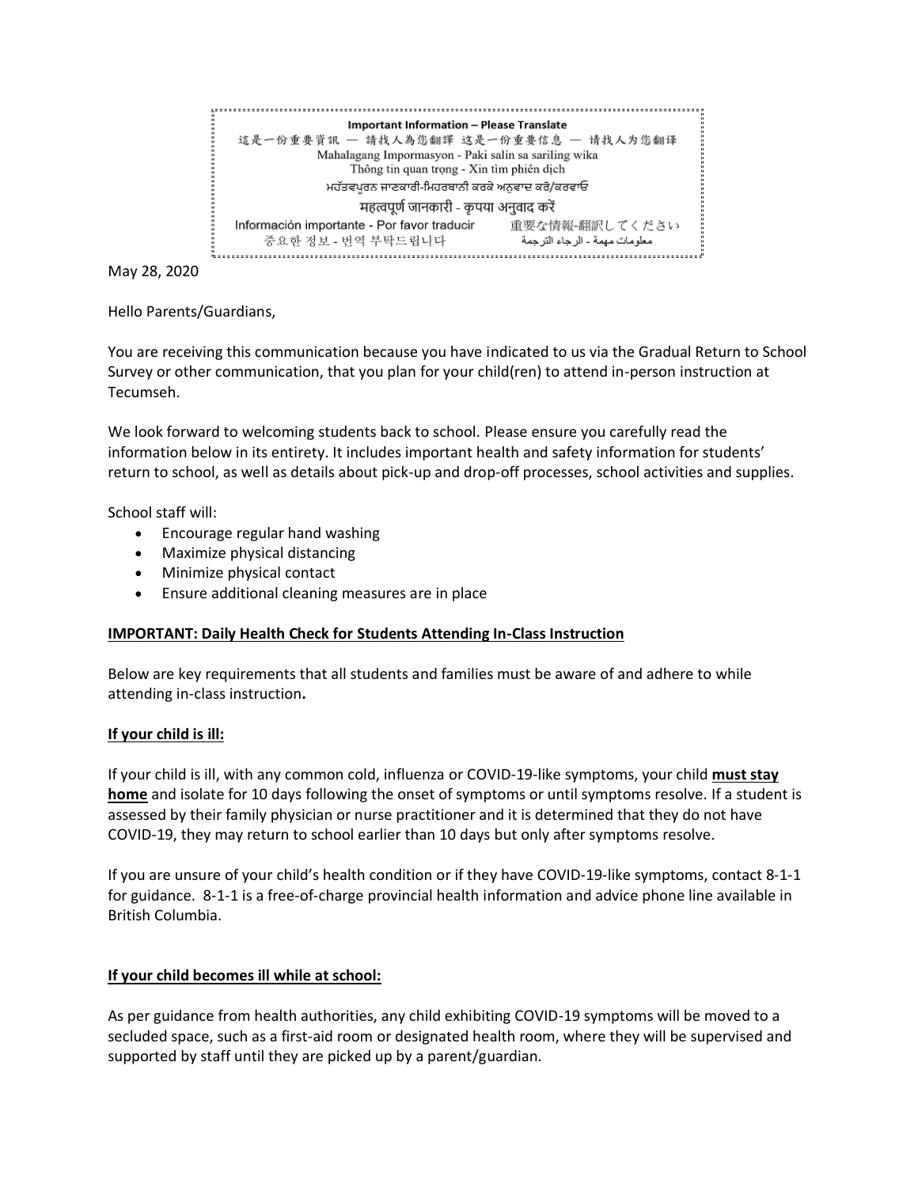**Important Information – Please Translate**
這是一份重要資訊 — 請找人為您翻譯 这是一份重要信息 — 请找人为您翻译
Mahalagang Impormasyon - Paki salin sa sariling wika
Thông tin quan trọng - Xin tìm phiên dịch
ਮਹੱਤਵਪੂਰਨ ਜਾਣਕਾਰੀ-ਮਿਹਰਬਾਨੀ ਕਰਕੇ ਅਨੁਵਾਦ ਕਰੋ/ਕਰਵਾਓ
महत्वपूर्ण जानकारी - कृपया अनुवाद करें
Información importante - Por favor traducir　重要な情報-翻訳してください
중요한 정보 - 번역 부탁드립니다　معلومات مهمة - الرجاء الترجمة

May 28, 2020

Hello Parents/Guardians,

You are receiving this communication because you have indicated to us via the Gradual Return to School Survey or other communication, that you plan for your child(ren) to attend in-person instruction at Tecumseh.

We look forward to welcoming students back to school. Please ensure you carefully read the information below in its entirety. It includes important health and safety information for students' return to school, as well as details about pick-up and drop-off processes, school activities and supplies.

School staff will:

- Encourage regular hand washing
- Maximize physical distancing
- Minimize physical contact
- Ensure additional cleaning measures are in place

**IMPORTANT: Daily Health Check for Students Attending In-Class Instruction**

Below are key requirements that all students and families must be aware of and adhere to while attending in-class instruction**.**

**If your child is ill:**

If your child is ill, with any common cold, influenza or COVID-19-like symptoms, your child **must stay home** and isolate for 10 days following the onset of symptoms or until symptoms resolve. If a student is assessed by their family physician or nurse practitioner and it is determined that they do not have COVID-19, they may return to school earlier than 10 days but only after symptoms resolve.

If you are unsure of your child's health condition or if they have COVID-19-like symptoms, contact 8-1-1 for guidance. 8-1-1 is a free-of-charge provincial health information and advice phone line available in British Columbia.

**If your child becomes ill while at school:**

As per guidance from health authorities, any child exhibiting COVID-19 symptoms will be moved to a secluded space, such as a first-aid room or designated health room, where they will be supervised and supported by staff until they are picked up by a parent/guardian.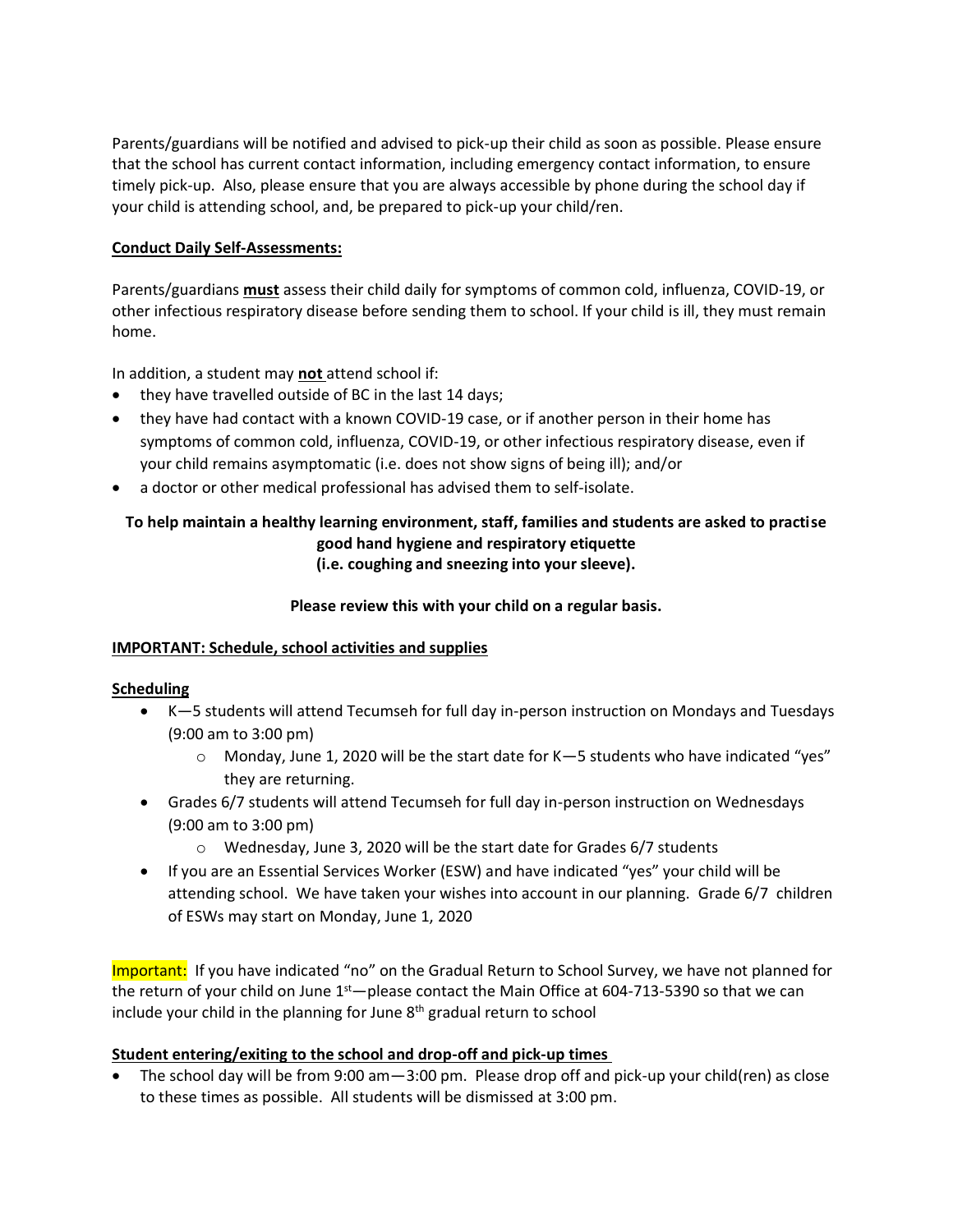Parents/guardians will be notified and advised to pick-up their child as soon as possible. Please ensure that the school has current contact information, including emergency contact information, to ensure timely pick-up. Also, please ensure that you are always accessible by phone during the school day if your child is attending school, and, be prepared to pick-up your child/ren.

**Conduct Daily Self-Assessments:**

Parents/guardians **must** assess their child daily for symptoms of common cold, influenza, COVID-19, or other infectious respiratory disease before sending them to school. If your child is ill, they must remain home.

In addition, a student may **not** attend school if:

- they have travelled outside of BC in the last 14 days;
- they have had contact with a known COVID-19 case, or if another person in their home has symptoms of common cold, influenza, COVID-19, or other infectious respiratory disease, even if your child remains asymptomatic (i.e. does not show signs of being ill); and/or
- a doctor or other medical professional has advised them to self-isolate.

**To help maintain a healthy learning environment, staff, families and students are asked to practise good hand hygiene and respiratory etiquette (i.e. coughing and sneezing into your sleeve).**

**Please review this with your child on a regular basis.**

**IMPORTANT: Schedule, school activities and supplies**

**Scheduling**

- K—5 students will attend Tecumseh for full day in-person instruction on Mondays and Tuesdays (9:00 am to 3:00 pm)
  - Monday, June 1, 2020 will be the start date for K—5 students who have indicated "yes" they are returning.
- Grades 6/7 students will attend Tecumseh for full day in-person instruction on Wednesdays (9:00 am to 3:00 pm)
  - Wednesday, June 3, 2020 will be the start date for Grades 6/7 students
- If you are an Essential Services Worker (ESW) and have indicated "yes" your child will be attending school. We have taken your wishes into account in our planning. Grade 6/7 children of ESWs may start on Monday, June 1, 2020

Important: If you have indicated "no" on the Gradual Return to School Survey, we have not planned for the return of your child on June 1st—please contact the Main Office at 604-713-5390 so that we can include your child in the planning for June 8th gradual return to school

**Student entering/exiting to the school and drop-off and pick-up times**

- The school day will be from 9:00 am—3:00 pm. Please drop off and pick-up your child(ren) as close to these times as possible. All students will be dismissed at 3:00 pm.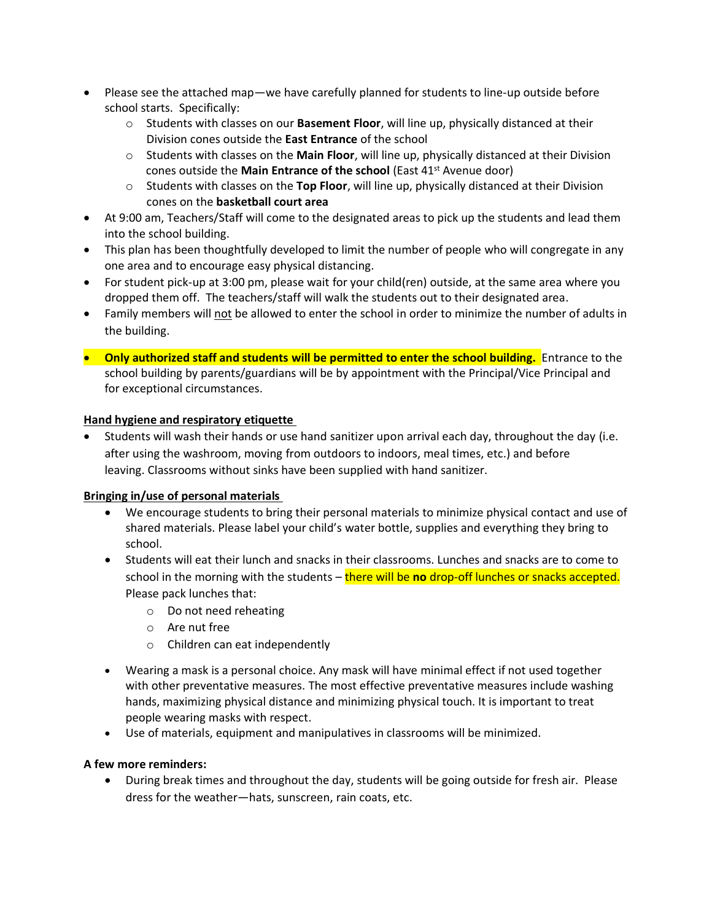- Please see the attached map—we have carefully planned for students to line-up outside before school starts. Specifically:
  - Students with classes on our **Basement Floor**, will line up, physically distanced at their Division cones outside the **East Entrance** of the school
  - Students with classes on the **Main Floor**, will line up, physically distanced at their Division cones outside the **Main Entrance of the school** (East 41st Avenue door)
  - Students with classes on the **Top Floor**, will line up, physically distanced at their Division cones on the **basketball court area**
- At 9:00 am, Teachers/Staff will come to the designated areas to pick up the students and lead them into the school building.
- This plan has been thoughtfully developed to limit the number of people who will congregate in any one area and to encourage easy physical distancing.
- For student pick-up at 3:00 pm, please wait for your child(ren) outside, at the same area where you dropped them off. The teachers/staff will walk the students out to their designated area.
- Family members will not be allowed to enter the school in order to minimize the number of adults in the building.
- **Only authorized staff and students will be permitted to enter the school building.** Entrance to the school building by parents/guardians will be by appointment with the Principal/Vice Principal and for exceptional circumstances.

**Hand hygiene and respiratory etiquette**

- Students will wash their hands or use hand sanitizer upon arrival each day, throughout the day (i.e. after using the washroom, moving from outdoors to indoors, meal times, etc.) and before leaving. Classrooms without sinks have been supplied with hand sanitizer.

**Bringing in/use of personal materials**

- We encourage students to bring their personal materials to minimize physical contact and use of shared materials. Please label your child's water bottle, supplies and everything they bring to school.
- Students will eat their lunch and snacks in their classrooms. Lunches and snacks are to come to school in the morning with the students – there will be **no** drop-off lunches or snacks accepted. Please pack lunches that:
  - Do not need reheating
  - Are nut free
  - Children can eat independently
- Wearing a mask is a personal choice. Any mask will have minimal effect if not used together with other preventative measures. The most effective preventative measures include washing hands, maximizing physical distance and minimizing physical touch. It is important to treat people wearing masks with respect.
- Use of materials, equipment and manipulatives in classrooms will be minimized.

**A few more reminders:**

- During break times and throughout the day, students will be going outside for fresh air. Please dress for the weather—hats, sunscreen, rain coats, etc.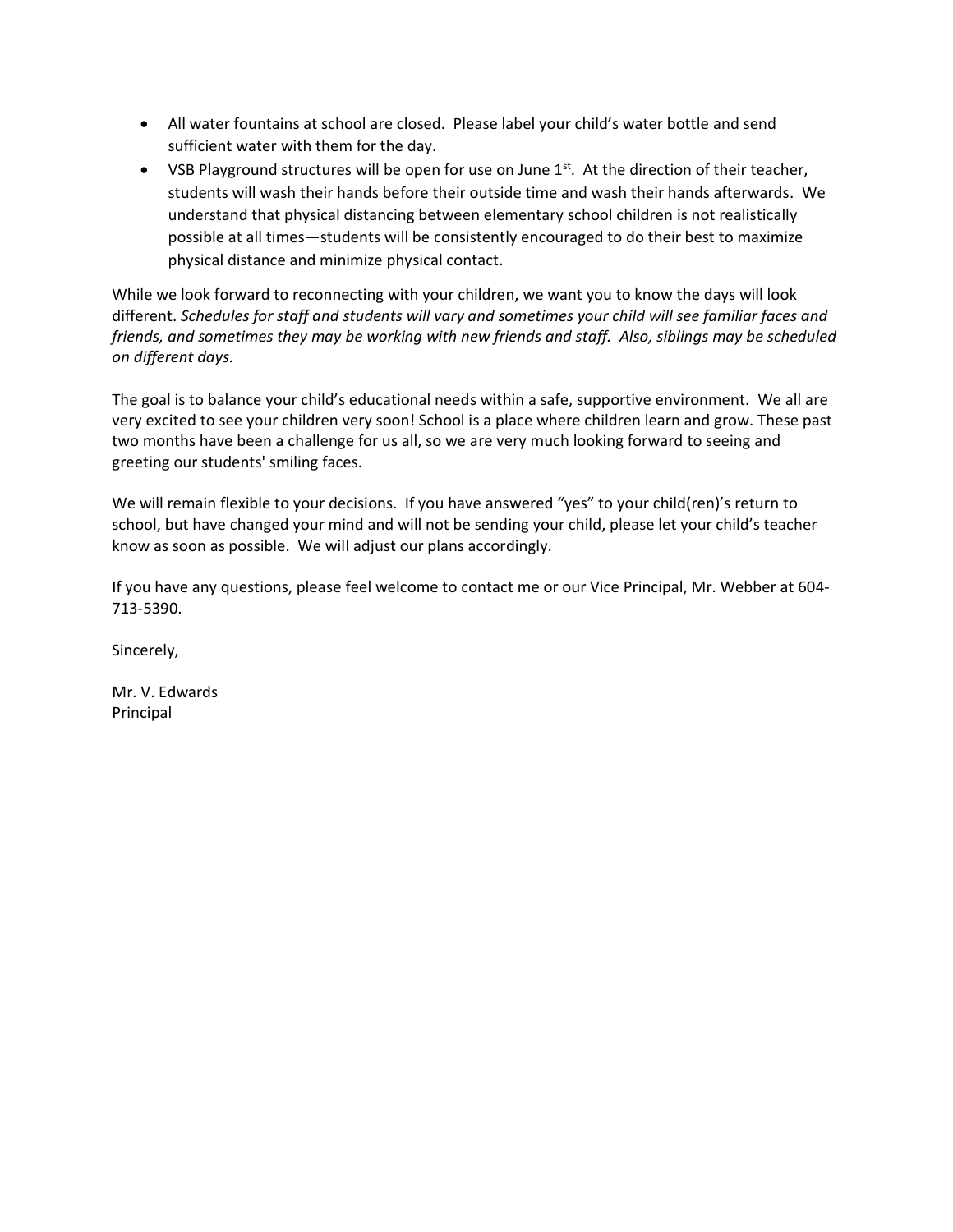- All water fountains at school are closed. Please label your child's water bottle and send sufficient water with them for the day.
- VSB Playground structures will be open for use on June 1st. At the direction of their teacher, students will wash their hands before their outside time and wash their hands afterwards. We understand that physical distancing between elementary school children is not realistically possible at all times—students will be consistently encouraged to do their best to maximize physical distance and minimize physical contact.

While we look forward to reconnecting with your children, we want you to know the days will look different. *Schedules for staff and students will vary and sometimes your child will see familiar faces and friends, and sometimes they may be working with new friends and staff. Also, siblings may be scheduled on different days.*

The goal is to balance your child's educational needs within a safe, supportive environment. We all are very excited to see your children very soon! School is a place where children learn and grow. These past two months have been a challenge for us all, so we are very much looking forward to seeing and greeting our students' smiling faces.

We will remain flexible to your decisions. If you have answered "yes" to your child(ren)'s return to school, but have changed your mind and will not be sending your child, please let your child's teacher know as soon as possible. We will adjust our plans accordingly.

If you have any questions, please feel welcome to contact me or our Vice Principal, Mr. Webber at 604-713-5390.

Sincerely,

Mr. V. Edwards
Principal